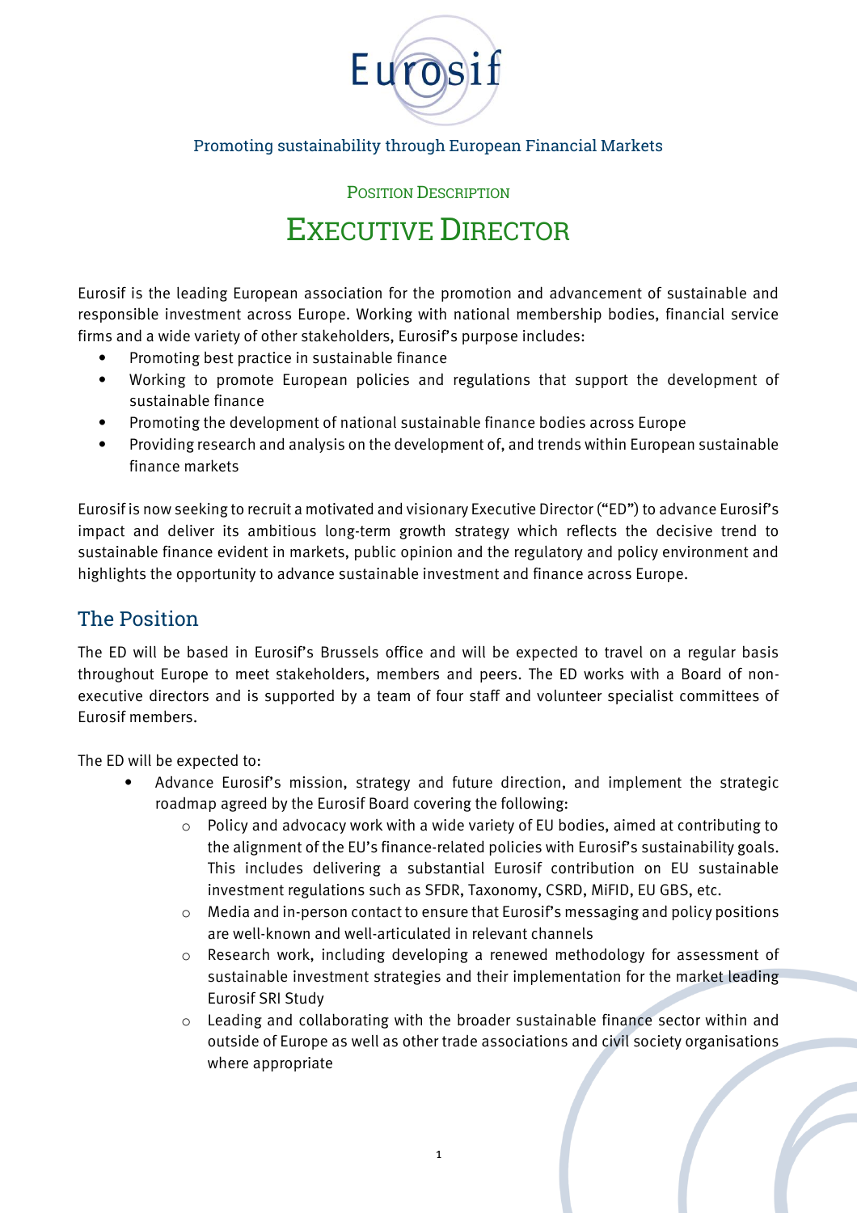# Eurosif

Promoting sustainability through European Financial Markets

POSITION DESCRIPTION

## EXECUTIVE DIRECTOR

Eurosif is the leading European association for the promotion and advancement of sustainable and responsible investment across Europe. Working with national membership bodies, financial service firms and a wide variety of other stakeholders, Eurosif's purpose includes:

- Promoting best practice in sustainable finance
- Working to promote European policies and regulations that support the development of sustainable finance
- Promoting the development of national sustainable finance bodies across Europe
- Providing research and analysis on the development of, and trends within European sustainable finance markets

Eurosif is now seeking to recruit a motivated and visionary Executive Director ("ED") to advance Eurosif's impact and deliver its ambitious long-term growth strategy which reflects the decisive trend to sustainable finance evident in markets, public opinion and the regulatory and policy environment and highlights the opportunity to advance sustainable investment and finance across Europe.

## The Position

The ED will be based in Eurosif's Brussels office and will be expected to travel on a regular basis throughout Europe to meet stakeholders, members and peers. The ED works with a Board of non-executive directors and is supported by a team of four staff and volunteer specialist committees of Eurosif members.

The ED will be expected to:

- Advance Eurosif's mission, strategy and future direction, and implement the strategic roadmap agreed by the Eurosif Board covering the following:
  - Policy and advocacy work with a wide variety of EU bodies, aimed at contributing to the alignment of the EU's finance-related policies with Eurosif's sustainability goals. This includes delivering a substantial Eurosif contribution on EU sustainable investment regulations such as SFDR, Taxonomy, CSRD, MiFID, EU GBS, etc.
  - Media and in-person contact to ensure that Eurosif's messaging and policy positions are well-known and well-articulated in relevant channels
  - Research work, including developing a renewed methodology for assessment of sustainable investment strategies and their implementation for the market leading Eurosif SRI Study
  - Leading and collaborating with the broader sustainable finance sector within and outside of Europe as well as other trade associations and civil society organisations where appropriate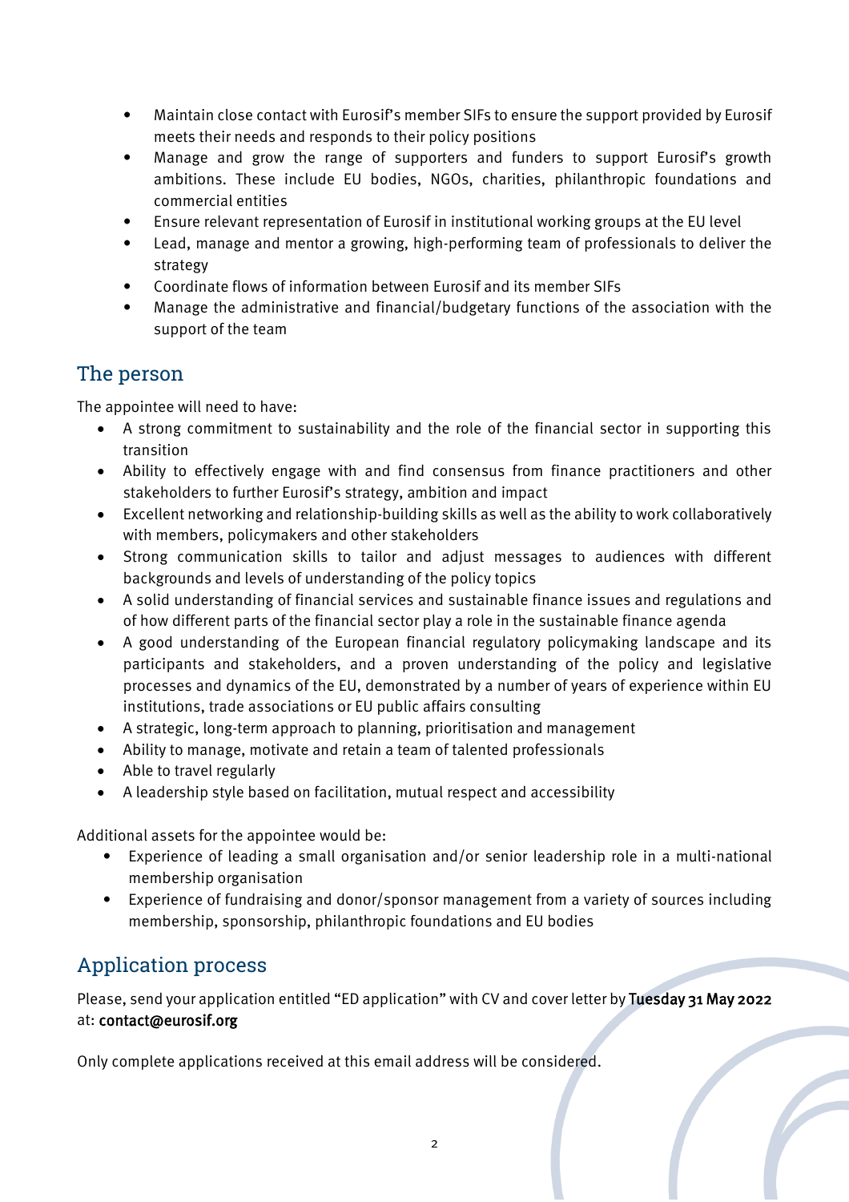- Maintain close contact with Eurosif's member SIFs to ensure the support provided by Eurosif meets their needs and responds to their policy positions
- Manage and grow the range of supporters and funders to support Eurosif's growth ambitions. These include EU bodies, NGOs, charities, philanthropic foundations and commercial entities
- Ensure relevant representation of Eurosif in institutional working groups at the EU level
- Lead, manage and mentor a growing, high-performing team of professionals to deliver the strategy
- Coordinate flows of information between Eurosif and its member SIFs
- Manage the administrative and financial/budgetary functions of the association with the support of the team

## The person

The appointee will need to have:

- A strong commitment to sustainability and the role of the financial sector in supporting this transition
- Ability to effectively engage with and find consensus from finance practitioners and other stakeholders to further Eurosif's strategy, ambition and impact
- Excellent networking and relationship-building skills as well as the ability to work collaboratively with members, policymakers and other stakeholders
- Strong communication skills to tailor and adjust messages to audiences with different backgrounds and levels of understanding of the policy topics
- A solid understanding of financial services and sustainable finance issues and regulations and of how different parts of the financial sector play a role in the sustainable finance agenda
- A good understanding of the European financial regulatory policymaking landscape and its participants and stakeholders, and a proven understanding of the policy and legislative processes and dynamics of the EU, demonstrated by a number of years of experience within EU institutions, trade associations or EU public affairs consulting
- A strategic, long-term approach to planning, prioritisation and management
- Ability to manage, motivate and retain a team of talented professionals
- Able to travel regularly
- A leadership style based on facilitation, mutual respect and accessibility

Additional assets for the appointee would be:

- Experience of leading a small organisation and/or senior leadership role in a multi-national membership organisation
- Experience of fundraising and donor/sponsor management from a variety of sources including membership, sponsorship, philanthropic foundations and EU bodies

## Application process

Please, send your application entitled "ED application" with CV and cover letter by **Tuesday 31 May 2022** at: **contact@eurosif.org**

Only complete applications received at this email address will be considered.